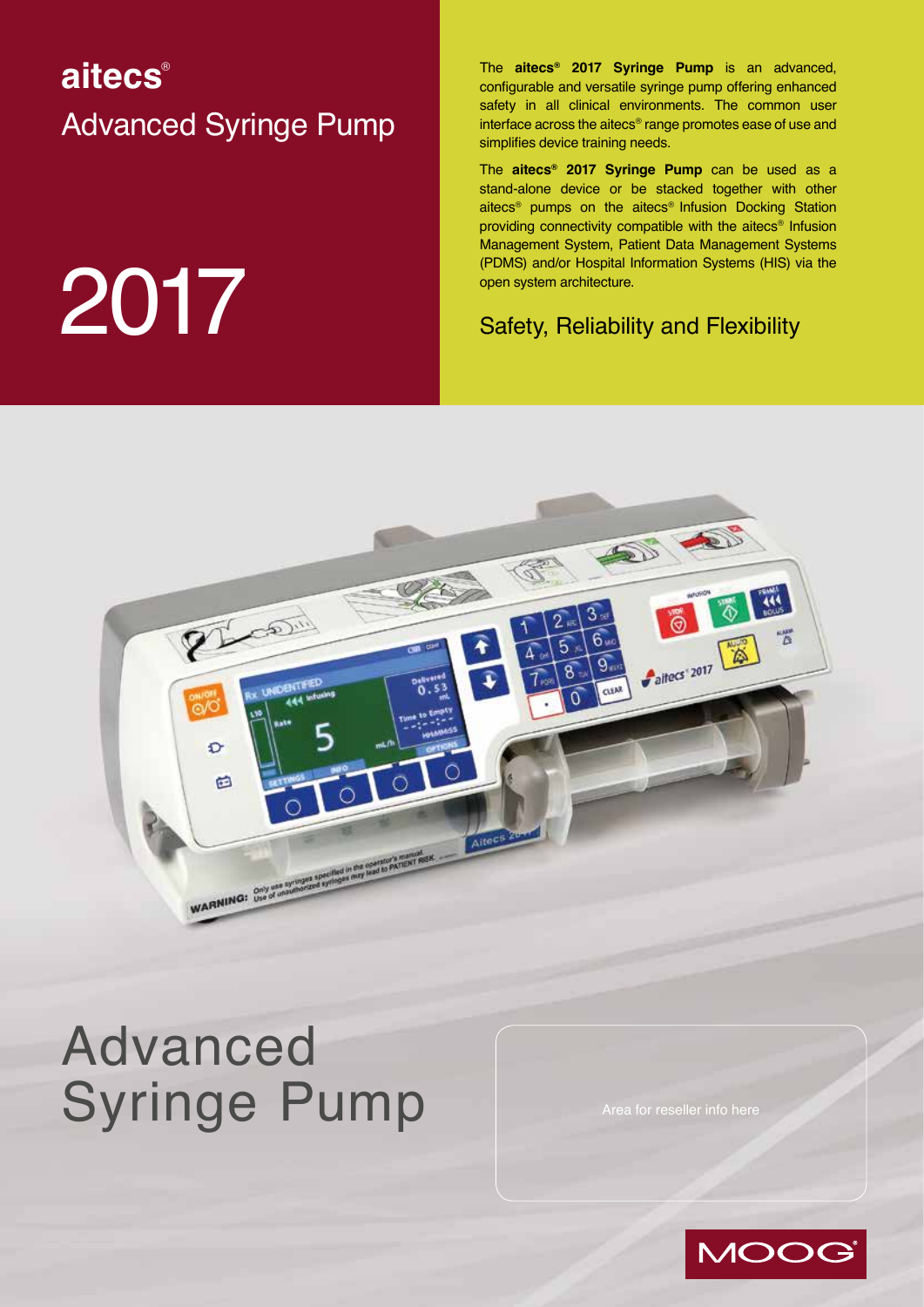# aitecs®

## Advanced Syringe Pump

# 2017

The **aitecs® 2017 Syringe Pump** is an advanced, configurable and versatile syringe pump offering enhanced safety in all clinical environments. The common user interface across the aitecs® range promotes ease of use and simplifies device training needs.

The **aitecs® 2017 Syringe Pump** can be used as a stand-alone device or be stacked together with other aitecs® pumps on the aitecs® Infusion Docking Station providing connectivity compatible with the aitecs® Infusion Management System, Patient Data Management Systems (PDMS) and/or Hospital Information Systems (HIS) via the open system architecture.

## Safety, Reliability and Flexibility

# Advanced Syringe Pump

Area for reseller info here

MOOG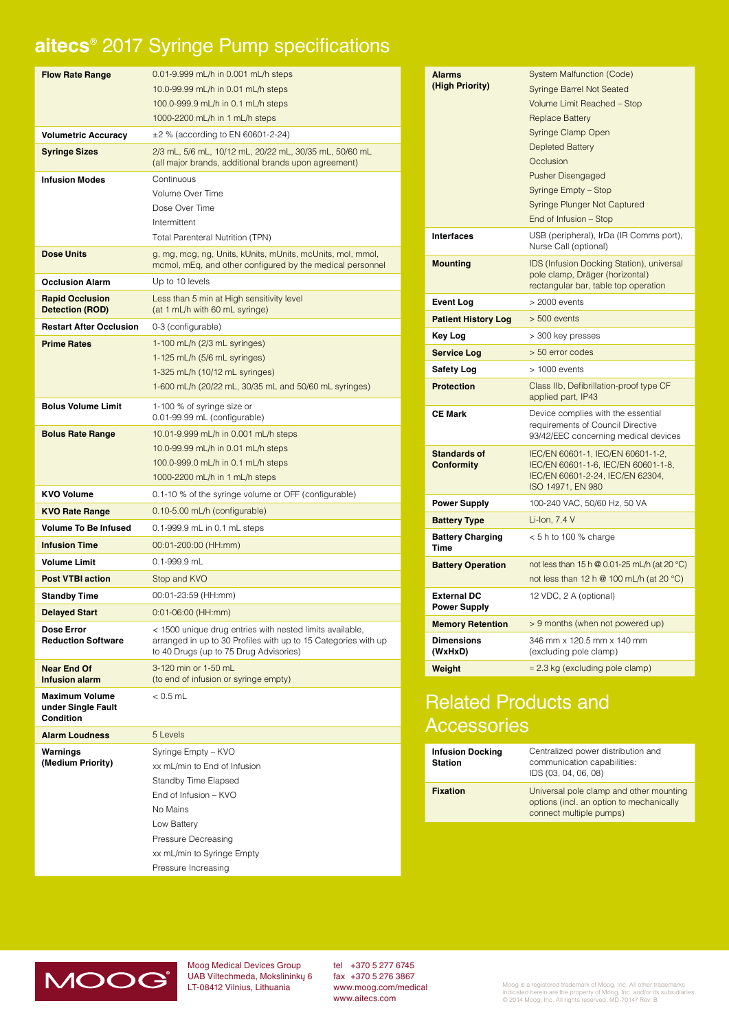# aitecs® 2017 Syringe Pump specifications

| | |
|---|---|
| **Flow Rate Range** | 0.01-9.999 mL/h in 0.001 mL/h steps<br>10.0-99.99 mL/h in 0.01 mL/h steps<br>100.0-999.9 mL/h in 0.1 mL/h steps<br>1000-2200 mL/h in 1 mL/h steps |
| **Volumetric Accuracy** | ±2 % (according to EN 60601-2-24) |
| **Syringe Sizes** | 2/3 mL, 5/6 mL, 10/12 mL, 20/22 mL, 30/35 mL, 50/60 mL (all major brands, additional brands upon agreement) |
| **Infusion Modes** | Continuous<br>Volume Over Time<br>Dose Over Time<br>Intermittent<br>Total Parenteral Nutrition (TPN) |
| **Dose Units** | g, mg, mcg, ng, Units, kUnits, mUnits, mcUnits, mol, mmol, mcmol, mEq, and other configured by the medical personnel |
| **Occlusion Alarm** | Up to 10 levels |
| **Rapid Occlusion Detection (ROD)** | Less than 5 min at High sensitivity level (at 1 mL/h with 60 mL syringe) |
| **Restart After Occlusion** | 0-3 (configurable) |
| **Prime Rates** | 1-100 mL/h (2/3 mL syringes)<br>1-125 mL/h (5/6 mL syringes)<br>1-325 mL/h (10/12 mL syringes)<br>1-600 mL/h (20/22 mL, 30/35 mL and 50/60 mL syringes) |
| **Bolus Volume Limit** | 1-100 % of syringe size or 0.01-99.99 mL (configurable) |
| **Bolus Rate Range** | 10.01-9.999 mL/h in 0.001 mL/h steps<br>10.0-99.99 mL/h in 0.01 mL/h steps<br>100.0-999.0 mL/h in 0.1 mL/h steps<br>1000-2200 mL/h in 1 mL/h steps |
| **KVO Volume** | 0.1-10 % of the syringe volume or OFF (configurable) |
| **KVO Rate Range** | 0.10-5.00 mL/h (configurable) |
| **Volume To Be Infused** | 0.1-999.9 mL in 0.1 mL steps |
| **Infusion Time** | 00:01-200:00 (HH:mm) |
| **Volume Limit** | 0.1-999.9 mL |
| **Post VTBI action** | Stop and KVO |
| **Standby Time** | 00:01-23:59 (HH:mm) |
| **Delayed Start** | 0:01-06:00 (HH:mm) |
| **Dose Error Reduction Software** | < 1500 unique drug entries with nested limits available, arranged in up to 30 Profiles with up to 15 Categories with up to 40 Drugs (up to 75 Drug Advisories) |
| **Near End Of Infusion alarm** | 3-120 min or 1-50 mL (to end of infusion or syringe empty) |
| **Maximum Volume under Single Fault Condition** | < 0.5 mL |
| **Alarm Loudness** | 5 Levels |
| **Warnings (Medium Priority)** | Syringe Empty – KVO<br>xx mL/min to End of Infusion<br>Standby Time Elapsed<br>End of Infusion – KVO<br>No Mains<br>Low Battery<br>Pressure Decreasing<br>xx mL/min to Syringe Empty<br>Pressure Increasing |
| **Alarms (High Priority)** | System Malfunction (Code)<br>Syringe Barrel Not Seated<br>Volume Limit Reached – Stop<br>Replace Battery<br>Syringe Clamp Open<br>Depleted Battery<br>Occlusion<br>Pusher Disengaged<br>Syringe Empty – Stop<br>Syringe Plunger Not Captured<br>End of Infusion – Stop |
| **Interfaces** | USB (peripheral), IrDa (IR Comms port), Nurse Call (optional) |
| **Mounting** | IDS (Infusion Docking Station), universal pole clamp, Dräger (horizontal) rectangular bar, table top operation |
| **Event Log** | > 2000 events |
| **Patient History Log** | > 500 events |
| **Key Log** | > 300 key presses |
| **Service Log** | > 50 error codes |
| **Safety Log** | > 1000 events |
| **Protection** | Class IIb, Defibrillation-proof type CF applied part, IP43 |
| **CE Mark** | Device complies with the essential requirements of Council Directive 93/42/EEC concerning medical devices |
| **Standards of Conformity** | IEC/EN 60601-1, IEC/EN 60601-1-2, IEC/EN 60601-1-6, IEC/EN 60601-1-8, IEC/EN 60601-2-24, IEC/EN 62304, ISO 14971, EN 980 |
| **Power Supply** | 100-240 VAC, 50/60 Hz, 50 VA |
| **Battery Type** | Li-Ion, 7.4 V |
| **Battery Charging Time** | < 5 h to 100 % charge |
| **Battery Operation** | not less than 15 h @ 0.01-25 mL/h (at 20 °C)<br>not less than 12 h @ 100 mL/h (at 20 °C) |
| **External DC Power Supply** | 12 VDC, 2 A (optional) |
| **Memory Retention** | > 9 months (when not powered up) |
| **Dimensions (WxHxD)** | 346 mm x 120.5 mm x 140 mm (excluding pole clamp) |
| **Weight** | ≈ 2.3 kg (excluding pole clamp) |

## Related Products and Accessories

| | |
|---|---|
| **Infusion Docking Station** | Centralized power distribution and communication capabilities: IDS (03, 04, 06, 08) |
| **Fixation** | Universal pole clamp and other mounting options (incl. an option to mechanically connect multiple pumps) |

MOOG®

Moog Medical Devices Group
UAB Viltechmeda, Mokslininkų 6
LT-08412 Vilnius, Lithuania

tel +370 5 277 6745
fax +370 5 276 3867
www.moog.com/medical
www.aitecs.com

Moog is a registered trademark of Moog, Inc. All other trademarks indicated herein are the property of Moog, Inc. and/or its subsidiaries. © 2014 Moog, Inc. All rights reserved. MD-70147 Rev. B